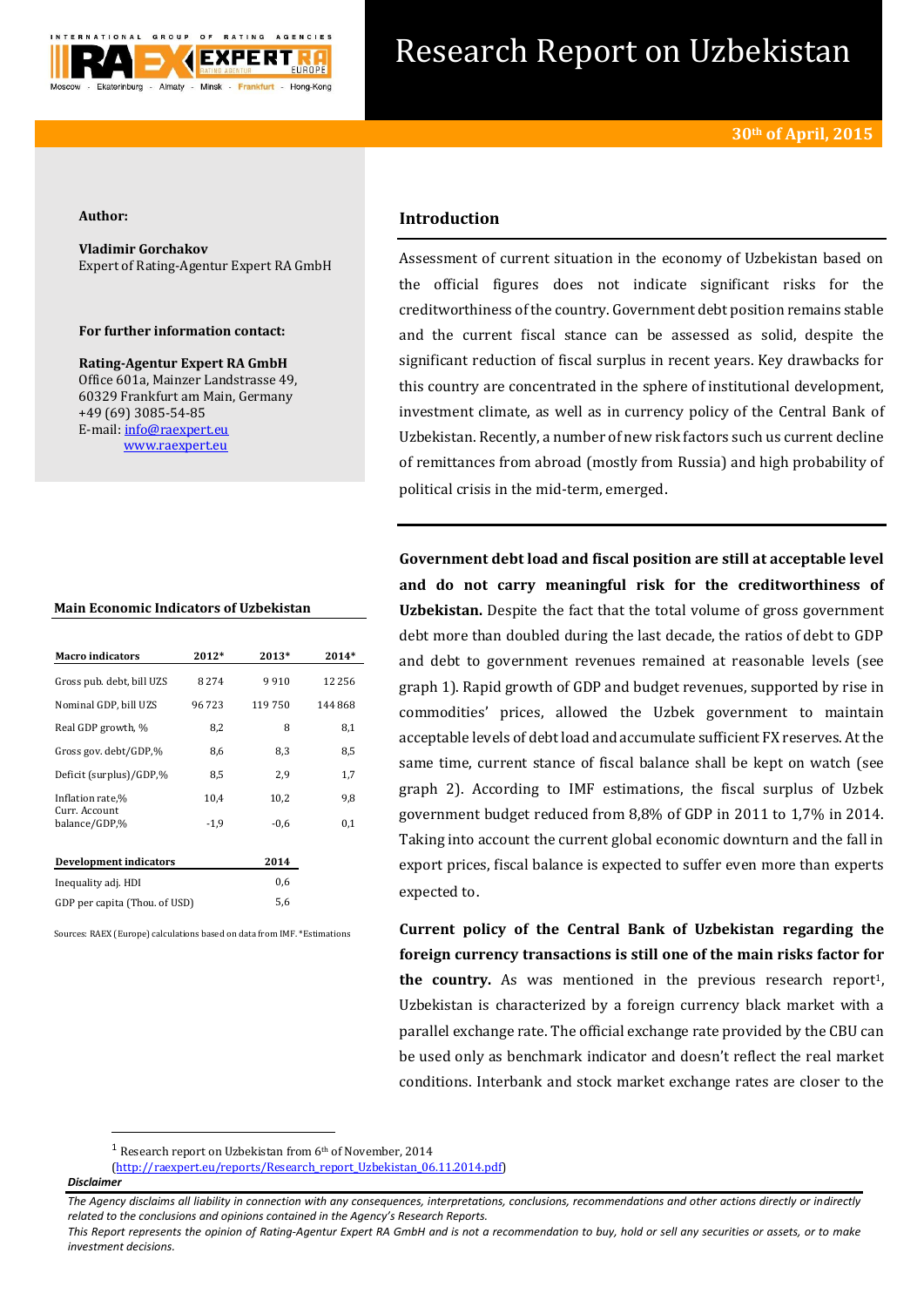# Research Report on Uzbekistan

**30th of April, 2015**

**Author:**

**Vladimir Gorchakov**
Expert of Rating-Agentur Expert RA GmbH

**For further information contact:**

**Rating-Agentur Expert RA GmbH**
Office 601a, Mainzer Landstrasse 49,
60329 Frankfurt am Main, Germany
+49 (69) 3085-54-85
E-mail: info@raexpert.eu
www.raexpert.eu

**Main Economic Indicators of Uzbekistan**

| Macro indicators | 2012* | 2013* | 2014* |
|---|---|---|---|
| Gross pub. debt, bill UZS | 8 274 | 9 910 | 12 256 |
| Nominal GDP, bill UZS | 96 723 | 119 750 | 144 868 |
| Real GDP growth, % | 8,2 | 8 | 8,1 |
| Gross gov. debt/GDP,% | 8,6 | 8,3 | 8,5 |
| Deficit (surplus)/GDP,% | 8,5 | 2,9 | 1,7 |
| Inflation rate,% | 10,4 | 10,2 | 9,8 |
| Curr. Account balance/GDP,% | -1,9 | -0,6 | 0,1 |

| Development indicators | 2014 |
|---|---|
| Inequality adj. HDI | 0,6 |
| GDP per capita (Thou. of USD) | 5,6 |

Sources: RAEX (Europe) calculations based on data from IMF. *Estimations

## Introduction

Assessment of current situation in the economy of Uzbekistan based on the official figures does not indicate significant risks for the creditworthiness of the country. Government debt position remains stable and the current fiscal stance can be assessed as solid, despite the significant reduction of fiscal surplus in recent years. Key drawbacks for this country are concentrated in the sphere of institutional development, investment climate, as well as in currency policy of the Central Bank of Uzbekistan. Recently, a number of new risk factors such us current decline of remittances from abroad (mostly from Russia) and high probability of political crisis in the mid-term, emerged.

**Government debt load and fiscal position are still at acceptable level and do not carry meaningful risk for the creditworthiness of Uzbekistan.** Despite the fact that the total volume of gross government debt more than doubled during the last decade, the ratios of debt to GDP and debt to government revenues remained at reasonable levels (see graph 1). Rapid growth of GDP and budget revenues, supported by rise in commodities' prices, allowed the Uzbek government to maintain acceptable levels of debt load and accumulate sufficient FX reserves. At the same time, current stance of fiscal balance shall be kept on watch (see graph 2). According to IMF estimations, the fiscal surplus of Uzbek government budget reduced from 8,8% of GDP in 2011 to 1,7% in 2014. Taking into account the current global economic downturn and the fall in export prices, fiscal balance is expected to suffer even more than experts expected to.

**Current policy of the Central Bank of Uzbekistan regarding the foreign currency transactions is still one of the main risks factor for the country.** As was mentioned in the previous research report[1], Uzbekistan is characterized by a foreign currency black market with a parallel exchange rate. The official exchange rate provided by the CBU can be used only as benchmark indicator and doesn't reflect the real market conditions. Interbank and stock market exchange rates are closer to the

[1] Research report on Uzbekistan from 6th of November, 2014 (http://raexpert.eu/reports/Research_report_Uzbekistan_06.11.2014.pdf)

***Disclaimer***

*The Agency disclaims all liability in connection with any consequences, interpretations, conclusions, recommendations and other actions directly or indirectly related to the conclusions and opinions contained in the Agency's Research Reports.*
*This Report represents the opinion of Rating-Agentur Expert RA GmbH and is not a recommendation to buy, hold or sell any securities or assets, or to make investment decisions.*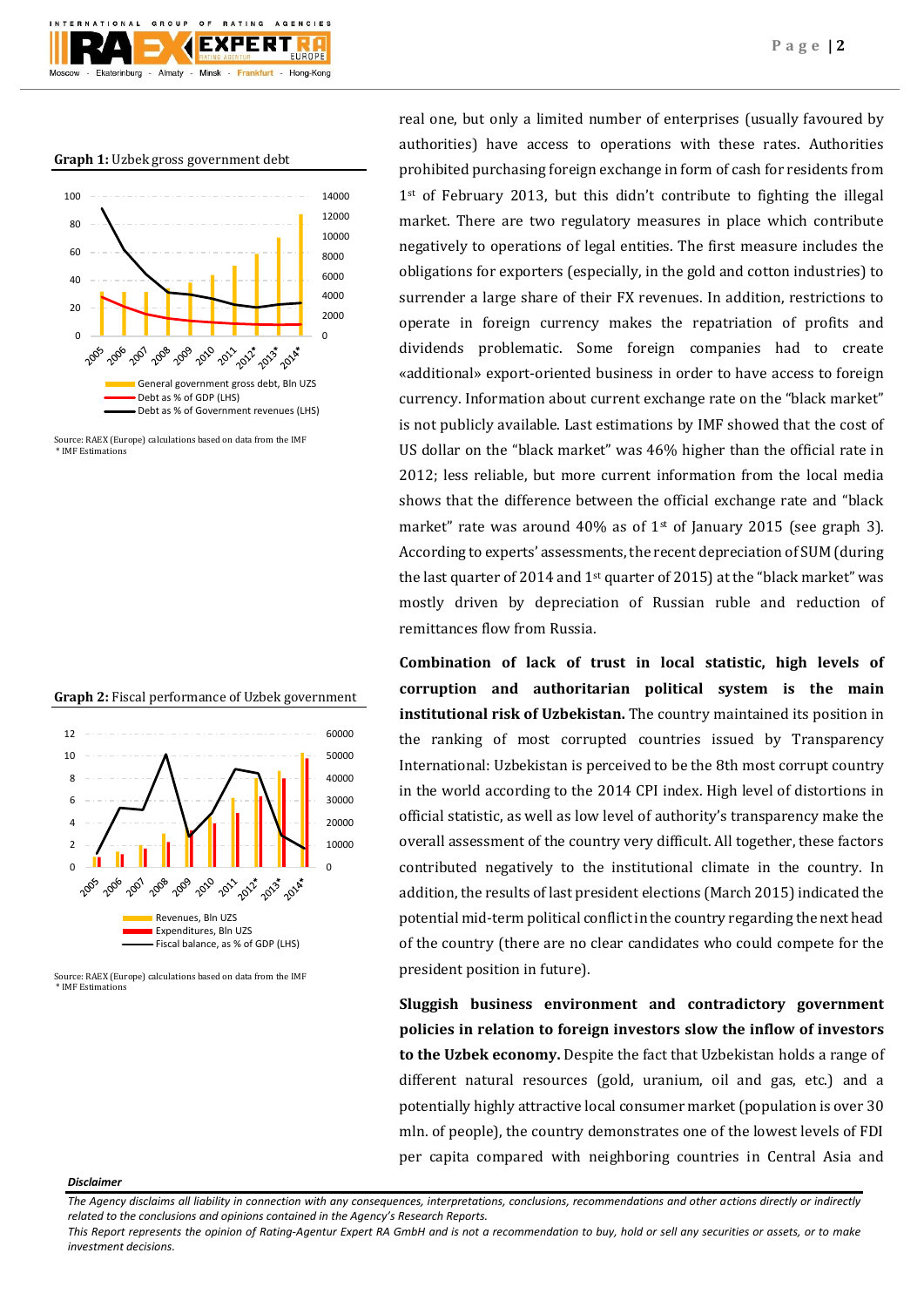**Graph 1:** Uzbek gross government debt

Source: RAEX (Europe) calculations based on data from the IMF
\* IMF Estimations

**Graph 2:** Fiscal performance of Uzbek government

Source: RAEX (Europe) calculations based on data from the IMF
\* IMF Estimations

real one, but only a limited number of enterprises (usually favoured by authorities) have access to operations with these rates. Authorities prohibited purchasing foreign exchange in form of cash for residents from 1st of February 2013, but this didn't contribute to fighting the illegal market. There are two regulatory measures in place which contribute negatively to operations of legal entities. The first measure includes the obligations for exporters (especially, in the gold and cotton industries) to surrender a large share of their FX revenues. In addition, restrictions to operate in foreign currency makes the repatriation of profits and dividends problematic. Some foreign companies had to create «additional» export-oriented business in order to have access to foreign currency. Information about current exchange rate on the "black market" is not publicly available. Last estimations by IMF showed that the cost of US dollar on the "black market" was 46% higher than the official rate in 2012; less reliable, but more current information from the local media shows that the difference between the official exchange rate and "black market" rate was around 40% as of 1st of January 2015 (see graph 3). According to experts' assessments, the recent depreciation of SUM (during the last quarter of 2014 and 1st quarter of 2015) at the "black market" was mostly driven by depreciation of Russian ruble and reduction of remittances flow from Russia.

**Combination of lack of trust in local statistic, high levels of corruption and authoritarian political system is the main institutional risk of Uzbekistan.** The country maintained its position in the ranking of most corrupted countries issued by Transparency International: Uzbekistan is perceived to be the 8th most corrupt country in the world according to the 2014 CPI index. High level of distortions in official statistic, as well as low level of authority's transparency make the overall assessment of the country very difficult. All together, these factors contributed negatively to the institutional climate in the country. In addition, the results of last president elections (March 2015) indicated the potential mid-term political conflict in the country regarding the next head of the country (there are no clear candidates who could compete for the president position in future).

**Sluggish business environment and contradictory government policies in relation to foreign investors slow the inflow of investors to the Uzbek economy.** Despite the fact that Uzbekistan holds a range of different natural resources (gold, uranium, oil and gas, etc.) and a potentially highly attractive local consumer market (population is over 30 mln. of people), the country demonstrates one of the lowest levels of FDI per capita compared with neighboring countries in Central Asia and

***Disclaimer***

*The Agency disclaims all liability in connection with any consequences, interpretations, conclusions, recommendations and other actions directly or indirectly related to the conclusions and opinions contained in the Agency's Research Reports.*
*This Report represents the opinion of Rating-Agentur Expert RA GmbH and is not a recommendation to buy, hold or sell any securities or assets, or to make investment decisions.*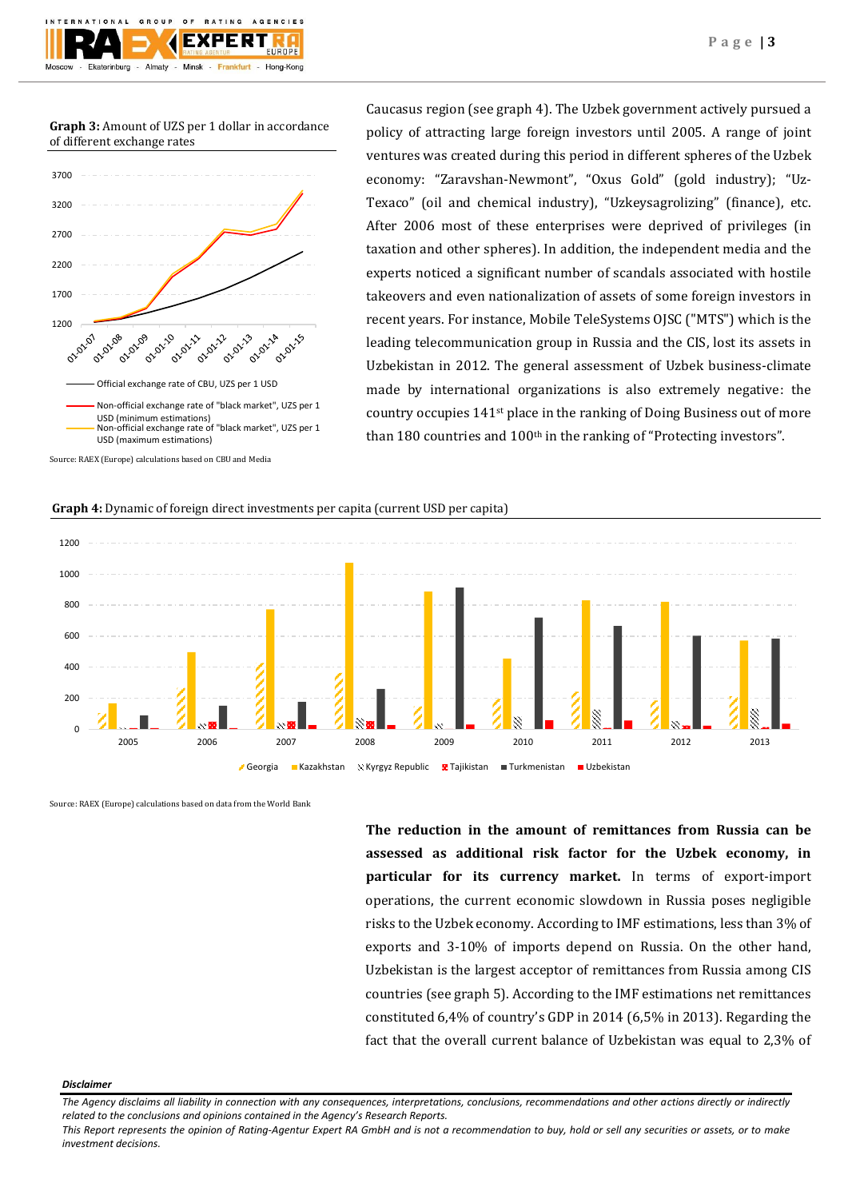**Graph 3:** Amount of UZS per 1 dollar in accordance of different exchange rates

Source: RAEX (Europe) calculations based on CBU and Media

Caucasus region (see graph 4). The Uzbek government actively pursued a policy of attracting large foreign investors until 2005. A range of joint ventures was created during this period in different spheres of the Uzbek economy: "Zaravshan-Newmont", "Oxus Gold" (gold industry); "Uz-Texaco" (oil and chemical industry), "Uzkeysagrolizing" (finance), etc. After 2006 most of these enterprises were deprived of privileges (in taxation and other spheres). In addition, the independent media and the experts noticed a significant number of scandals associated with hostile takeovers and even nationalization of assets of some foreign investors in recent years. For instance, Mobile TeleSystems OJSC ("MTS") which is the leading telecommunication group in Russia and the CIS, lost its assets in Uzbekistan in 2012. The general assessment of Uzbek business-climate made by international organizations is also extremely negative: the country occupies 141st place in the ranking of Doing Business out of more than 180 countries and 100th in the ranking of "Protecting investors".

**Graph 4:** Dynamic of foreign direct investments per capita (current USD per capita)

Source: RAEX (Europe) calculations based on data from the World Bank

**The reduction in the amount of remittances from Russia can be assessed as additional risk factor for the Uzbek economy, in particular for its currency market.** In terms of export-import operations, the current economic slowdown in Russia poses negligible risks to the Uzbek economy. According to IMF estimations, less than 3% of exports and 3-10% of imports depend on Russia. On the other hand, Uzbekistan is the largest acceptor of remittances from Russia among CIS countries (see graph 5). According to the IMF estimations net remittances constituted 6,4% of country's GDP in 2014 (6,5% in 2013). Regarding the fact that the overall current balance of Uzbekistan was equal to 2,3% of

***Disclaimer***

*The Agency disclaims all liability in connection with any consequences, interpretations, conclusions, recommendations and other actions directly or indirectly related to the conclusions and opinions contained in the Agency's Research Reports.*

*This Report represents the opinion of Rating-Agentur Expert RA GmbH and is not a recommendation to buy, hold or sell any securities or assets, or to make investment decisions.*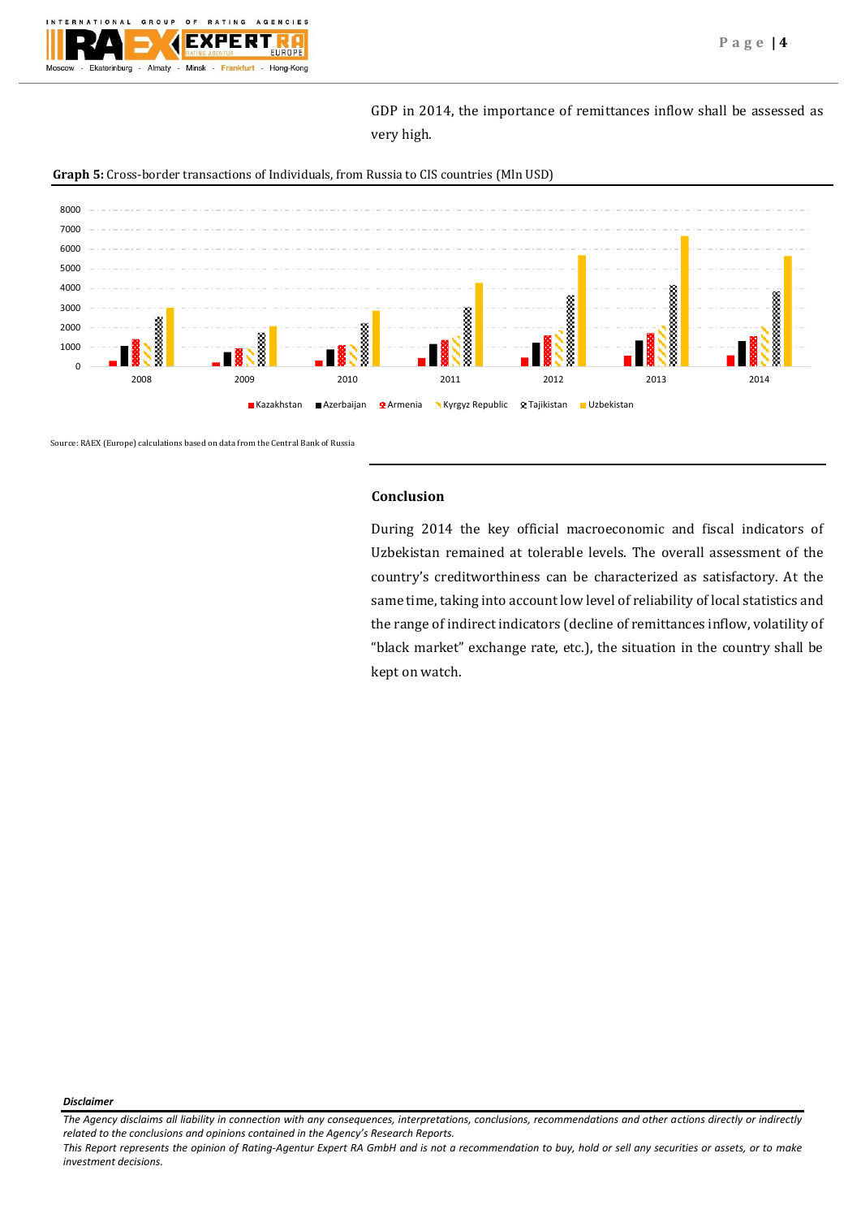GDP in 2014, the importance of remittances inflow shall be assessed as very high.

**Graph 5:** Cross-border transactions of Individuals, from Russia to CIS countries (Mln USD)

8000
7000
6000
5000
4000
3000
2000
1000
0

2008 2009 2010 2011 2012 2013 2014

Kazakhstan, Azerbaijan, Armenia, Kyrgyz Republic, Tajikistan, Uzbekistan

Source: RAEX (Europe) calculations based on data from the Central Bank of Russia

## Conclusion

During 2014 the key official macroeconomic and fiscal indicators of Uzbekistan remained at tolerable levels. The overall assessment of the country's creditworthiness can be characterized as satisfactory. At the same time, taking into account low level of reliability of local statistics and the range of indirect indicators (decline of remittances inflow, volatility of "black market" exchange rate, etc.), the situation in the country shall be kept on watch.

***Disclaimer***

*The Agency disclaims all liability in connection with any consequences, interpretations, conclusions, recommendations and other actions directly or indirectly related to the conclusions and opinions contained in the Agency's Research Reports.*

*This Report represents the opinion of Rating-Agentur Expert RA GmbH and is not a recommendation to buy, hold or sell any securities or assets, or to make investment decisions.*